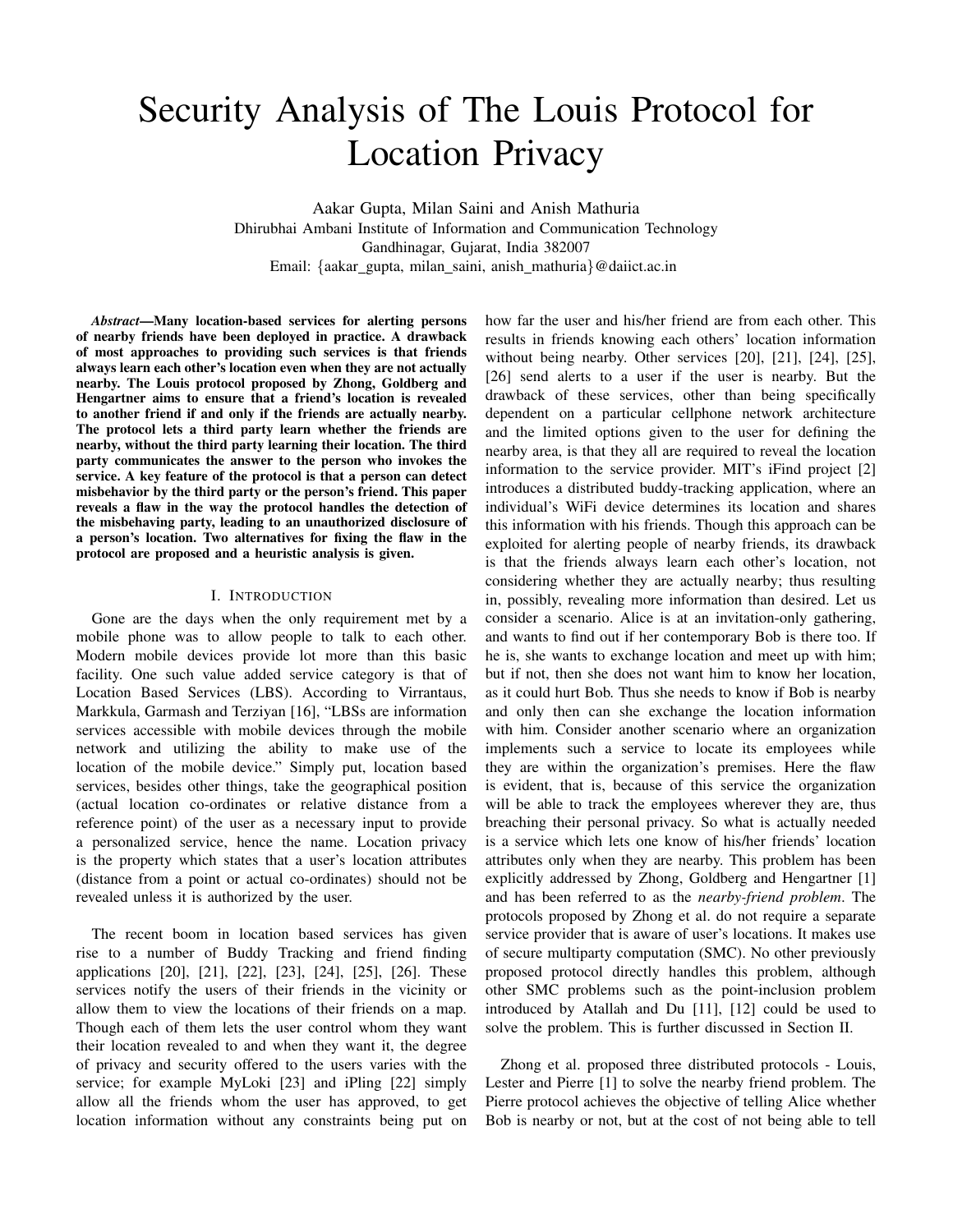# Security Analysis of The Louis Protocol for Location Privacy

Aakar Gupta, Milan Saini and Anish Mathuria
Dhirubhai Ambani Institute of Information and Communication Technology
Gandhinagar, Gujarat, India 382007
Email: {aakar_gupta, milan_saini, anish_mathuria}@daiict.ac.in

***Abstract*—Many location-based services for alerting persons of nearby friends have been deployed in practice. A drawback of most approaches to providing such services is that friends always learn each other's location even when they are not actually nearby. The Louis protocol proposed by Zhong, Goldberg and Hengartner aims to ensure that a friend's location is revealed to another friend if and only if the friends are actually nearby. The protocol lets a third party learn whether the friends are nearby, without the third party learning their location. The third party communicates the answer to the person who invokes the service. A key feature of the protocol is that a person can detect misbehavior by the third party or the person's friend. This paper reveals a flaw in the way the protocol handles the detection of the misbehaving party, leading to an unauthorized disclosure of a person's location. Two alternatives for fixing the flaw in the protocol are proposed and a heuristic analysis is given.**

## I. Introduction

Gone are the days when the only requirement met by a mobile phone was to allow people to talk to each other. Modern mobile devices provide lot more than this basic facility. One such value added service category is that of Location Based Services (LBS). According to Virrantaus, Markkula, Garmash and Terziyan [16], "LBSs are information services accessible with mobile devices through the mobile network and utilizing the ability to make use of the location of the mobile device." Simply put, location based services, besides other things, take the geographical position (actual location co-ordinates or relative distance from a reference point) of the user as a necessary input to provide a personalized service, hence the name. Location privacy is the property which states that a user's location attributes (distance from a point or actual co-ordinates) should not be revealed unless it is authorized by the user.

The recent boom in location based services has given rise to a number of Buddy Tracking and friend finding applications [20], [21], [22], [23], [24], [25], [26]. These services notify the users of their friends in the vicinity or allow them to view the locations of their friends on a map. Though each of them lets the user control whom they want their location revealed to and when they want it, the degree of privacy and security offered to the users varies with the service; for example MyLoki [23] and iPling [22] simply allow all the friends whom the user has approved, to get location information without any constraints being put on how far the user and his/her friend are from each other. This results in friends knowing each others' location information without being nearby. Other services [20], [21], [24], [25], [26] send alerts to a user if the user is nearby. But the drawback of these services, other than being specifically dependent on a particular cellphone network architecture and the limited options given to the user for defining the nearby area, is that they all are required to reveal the location information to the service provider. MIT's iFind project [2] introduces a distributed buddy-tracking application, where an individual's WiFi device determines its location and shares this information with his friends. Though this approach can be exploited for alerting people of nearby friends, its drawback is that the friends always learn each other's location, not considering whether they are actually nearby; thus resulting in, possibly, revealing more information than desired. Let us consider a scenario. Alice is at an invitation-only gathering, and wants to find out if her contemporary Bob is there too. If he is, she wants to exchange location and meet up with him; but if not, then she does not want him to know her location, as it could hurt Bob. Thus she needs to know if Bob is nearby and only then can she exchange the location information with him. Consider another scenario where an organization implements such a service to locate its employees while they are within the organization's premises. Here the flaw is evident, that is, because of this service the organization will be able to track the employees wherever they are, thus breaching their personal privacy. So what is actually needed is a service which lets one know of his/her friends' location attributes only when they are nearby. This problem has been explicitly addressed by Zhong, Goldberg and Hengartner [1] and has been referred to as the *nearby-friend problem*. The protocols proposed by Zhong et al. do not require a separate service provider that is aware of user's locations. It makes use of secure multiparty computation (SMC). No other previously proposed protocol directly handles this problem, although other SMC problems such as the point-inclusion problem introduced by Atallah and Du [11], [12] could be used to solve the problem. This is further discussed in Section II.

Zhong et al. proposed three distributed protocols - Louis, Lester and Pierre [1] to solve the nearby friend problem. The Pierre protocol achieves the objective of telling Alice whether Bob is nearby or not, but at the cost of not being able to tell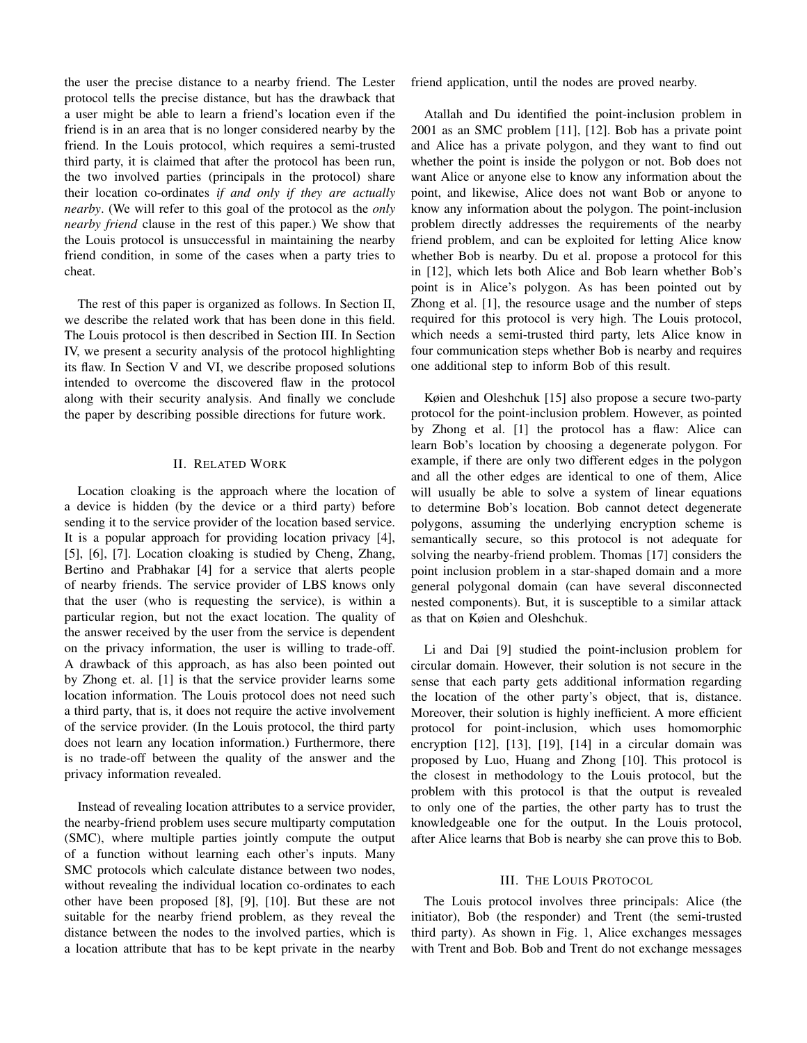the user the precise distance to a nearby friend. The Lester protocol tells the precise distance, but has the drawback that a user might be able to learn a friend's location even if the friend is in an area that is no longer considered nearby by the friend. In the Louis protocol, which requires a semi-trusted third party, it is claimed that after the protocol has been run, the two involved parties (principals in the protocol) share their location co-ordinates *if and only if they are actually nearby*. (We will refer to this goal of the protocol as the *only nearby friend* clause in the rest of this paper.) We show that the Louis protocol is unsuccessful in maintaining the nearby friend condition, in some of the cases when a party tries to cheat.

The rest of this paper is organized as follows. In Section II, we describe the related work that has been done in this field. The Louis protocol is then described in Section III. In Section IV, we present a security analysis of the protocol highlighting its flaw. In Section V and VI, we describe proposed solutions intended to overcome the discovered flaw in the protocol along with their security analysis. And finally we conclude the paper by describing possible directions for future work.

## II. Related Work

Location cloaking is the approach where the location of a device is hidden (by the device or a third party) before sending it to the service provider of the location based service. It is a popular approach for providing location privacy [4], [5], [6], [7]. Location cloaking is studied by Cheng, Zhang, Bertino and Prabhakar [4] for a service that alerts people of nearby friends. The service provider of LBS knows only that the user (who is requesting the service), is within a particular region, but not the exact location. The quality of the answer received by the user from the service is dependent on the privacy information, the user is willing to trade-off. A drawback of this approach, as has also been pointed out by Zhong et. al. [1] is that the service provider learns some location information. The Louis protocol does not need such a third party, that is, it does not require the active involvement of the service provider. (In the Louis protocol, the third party does not learn any location information.) Furthermore, there is no trade-off between the quality of the answer and the privacy information revealed.

Instead of revealing location attributes to a service provider, the nearby-friend problem uses secure multiparty computation (SMC), where multiple parties jointly compute the output of a function without learning each other's inputs. Many SMC protocols which calculate distance between two nodes, without revealing the individual location co-ordinates to each other have been proposed [8], [9], [10]. But these are not suitable for the nearby friend problem, as they reveal the distance between the nodes to the involved parties, which is a location attribute that has to be kept private in the nearby friend application, until the nodes are proved nearby.

Atallah and Du identified the point-inclusion problem in 2001 as an SMC problem [11], [12]. Bob has a private point and Alice has a private polygon, and they want to find out whether the point is inside the polygon or not. Bob does not want Alice or anyone else to know any information about the point, and likewise, Alice does not want Bob or anyone to know any information about the polygon. The point-inclusion problem directly addresses the requirements of the nearby friend problem, and can be exploited for letting Alice know whether Bob is nearby. Du et al. propose a protocol for this in [12], which lets both Alice and Bob learn whether Bob's point is in Alice's polygon. As has been pointed out by Zhong et al. [1], the resource usage and the number of steps required for this protocol is very high. The Louis protocol, which needs a semi-trusted third party, lets Alice know in four communication steps whether Bob is nearby and requires one additional step to inform Bob of this result.

Køien and Oleshchuk [15] also propose a secure two-party protocol for the point-inclusion problem. However, as pointed by Zhong et al. [1] the protocol has a flaw: Alice can learn Bob's location by choosing a degenerate polygon. For example, if there are only two different edges in the polygon and all the other edges are identical to one of them, Alice will usually be able to solve a system of linear equations to determine Bob's location. Bob cannot detect degenerate polygons, assuming the underlying encryption scheme is semantically secure, so this protocol is not adequate for solving the nearby-friend problem. Thomas [17] considers the point inclusion problem in a star-shaped domain and a more general polygonal domain (can have several disconnected nested components). But, it is susceptible to a similar attack as that on Køien and Oleshchuk.

Li and Dai [9] studied the point-inclusion problem for circular domain. However, their solution is not secure in the sense that each party gets additional information regarding the location of the other party's object, that is, distance. Moreover, their solution is highly inefficient. A more efficient protocol for point-inclusion, which uses homomorphic encryption [12], [13], [19], [14] in a circular domain was proposed by Luo, Huang and Zhong [10]. This protocol is the closest in methodology to the Louis protocol, but the problem with this protocol is that the output is revealed to only one of the parties, the other party has to trust the knowledgeable one for the output. In the Louis protocol, after Alice learns that Bob is nearby she can prove this to Bob.

## III. The Louis Protocol

The Louis protocol involves three principals: Alice (the initiator), Bob (the responder) and Trent (the semi-trusted third party). As shown in Fig. 1, Alice exchanges messages with Trent and Bob. Bob and Trent do not exchange messages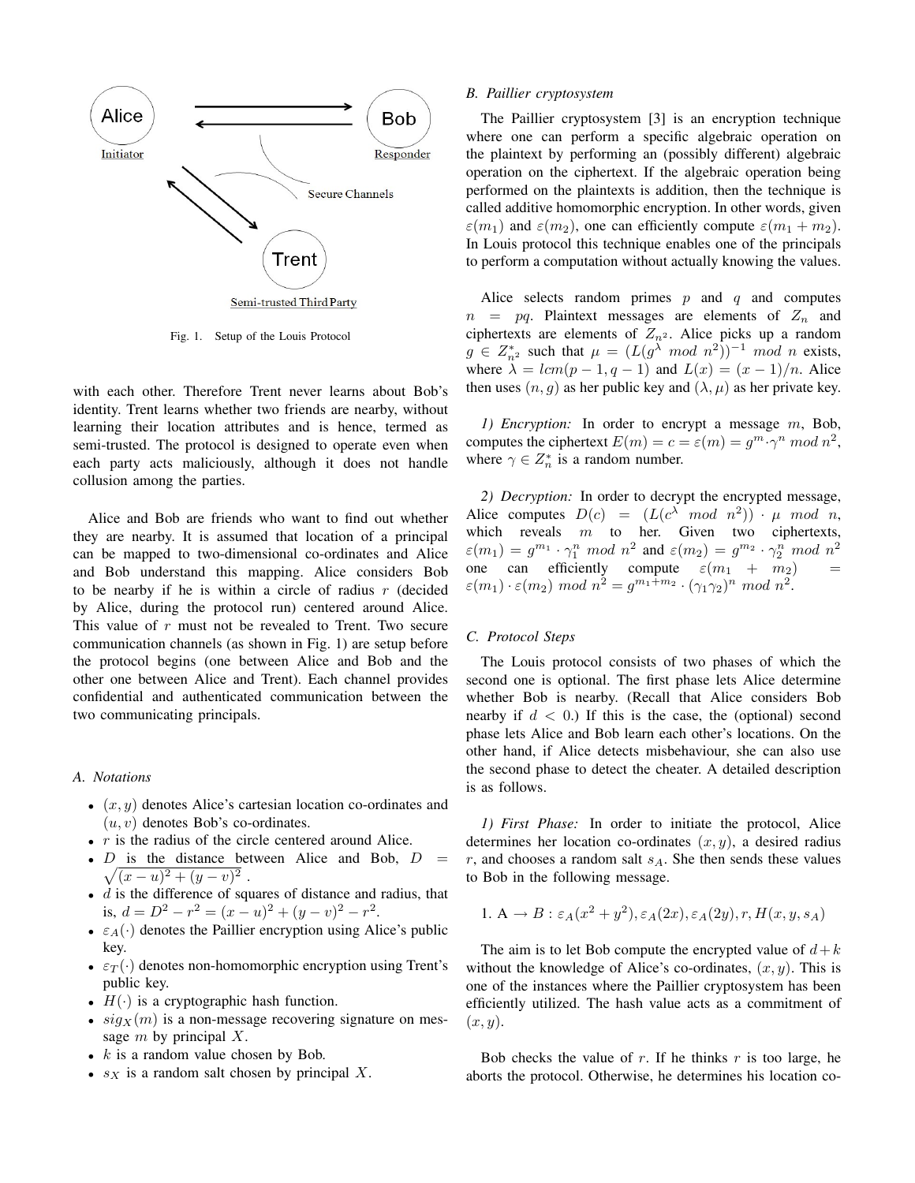Fig. 1. Setup of the Louis Protocol

with each other. Therefore Trent never learns about Bob's identity. Trent learns whether two friends are nearby, without learning their location attributes and is hence, termed as semi-trusted. The protocol is designed to operate even when each party acts maliciously, although it does not handle collusion among the parties.

Alice and Bob are friends who want to find out whether they are nearby. It is assumed that location of a principal can be mapped to two-dimensional co-ordinates and Alice and Bob understand this mapping. Alice considers Bob to be nearby if he is within a circle of radius $r$ (decided by Alice, during the protocol run) centered around Alice. This value of $r$ must not be revealed to Trent. Two secure communication channels (as shown in Fig. 1) are setup before the protocol begins (one between Alice and Bob and the other one between Alice and Trent). Each channel provides confidential and authenticated communication between the two communicating principals.

### A. Notations

- $(x, y)$ denotes Alice's cartesian location co-ordinates and $(u, v)$ denotes Bob's co-ordinates.
- $r$ is the radius of the circle centered around Alice.
- $D$ is the distance between Alice and Bob, $D = \sqrt{(x-u)^2 + (y-v)^2}$ .
- $d$ is the difference of squares of distance and radius, that is, $d = D^2 - r^2 = (x-u)^2 + (y-v)^2 - r^2$.
- $\varepsilon_A(\cdot)$ denotes the Paillier encryption using Alice's public key.
- $\varepsilon_T(\cdot)$ denotes non-homomorphic encryption using Trent's public key.
- $H(\cdot)$ is a cryptographic hash function.
- $sig_X(m)$ is a non-message recovering signature on message $m$ by principal $X$.
- $k$ is a random value chosen by Bob.
- $s_X$ is a random salt chosen by principal $X$.

### B. Paillier cryptosystem

The Paillier cryptosystem [3] is an encryption technique where one can perform a specific algebraic operation on the plaintext by performing an (possibly different) algebraic operation on the ciphertext. If the algebraic operation being performed on the plaintexts is addition, then the technique is called additive homomorphic encryption. In other words, given $\varepsilon(m_1)$ and $\varepsilon(m_2)$, one can efficiently compute $\varepsilon(m_1 + m_2)$. In Louis protocol this technique enables one of the principals to perform a computation without actually knowing the values.

Alice selects random primes $p$ and $q$ and computes $n = pq$. Plaintext messages are elements of $Z_n$ and ciphertexts are elements of $Z_{n^2}$. Alice picks up a random $g \in Z^*_{n^2}$ such that $\mu = (L(g^\lambda \ mod \ n^2))^{-1} \ mod \ n$ exists, where $\lambda = lcm(p-1, q-1)$ and $L(x) = (x-1)/n$. Alice then uses $(n, g)$ as her public key and $(\lambda, \mu)$ as her private key.

*1) Encryption:* In order to encrypt a message $m$, Bob, computes the ciphertext $E(m) = c = \varepsilon(m) = g^m \cdot \gamma^n \ mod \ n^2$, where $\gamma \in Z^*_n$ is a random number.

*2) Decryption:* In order to decrypt the encrypted message, Alice computes $D(c) = (L(c^\lambda \ mod \ n^2)) \cdot \mu \ mod \ n$, which reveals $m$ to her. Given two ciphertexts, $\varepsilon(m_1) = g^{m_1} \cdot \gamma_1^n \ mod \ n^2$ and $\varepsilon(m_2) = g^{m_2} \cdot \gamma_2^n \ mod \ n^2$ one can efficiently compute $\varepsilon(m_1 + m_2) = \varepsilon(m_1) \cdot \varepsilon(m_2) \ mod \ n^2 = g^{m_1+m_2} \cdot (\gamma_1\gamma_2)^n \ mod \ n^2$.

### C. Protocol Steps

The Louis protocol consists of two phases of which the second one is optional. The first phase lets Alice determine whether Bob is nearby. (Recall that Alice considers Bob nearby if $d < 0$.) If this is the case, the (optional) second phase lets Alice and Bob learn each other's locations. On the other hand, if Alice detects misbehaviour, she can also use the second phase to detect the cheater. A detailed description is as follows.

*1) First Phase:* In order to initiate the protocol, Alice determines her location co-ordinates $(x, y)$, a desired radius $r$, and chooses a random salt $s_A$. She then sends these values to Bob in the following message.

$$1.\ \mathrm{A} \rightarrow B : \varepsilon_A(x^2 + y^2), \varepsilon_A(2x), \varepsilon_A(2y), r, H(x, y, s_A)$$

The aim is to let Bob compute the encrypted value of $d+k$ without the knowledge of Alice's co-ordinates, $(x, y)$. This is one of the instances where the Paillier cryptosystem has been efficiently utilized. The hash value acts as a commitment of $(x, y)$.

Bob checks the value of $r$. If he thinks $r$ is too large, he aborts the protocol. Otherwise, he determines his location co-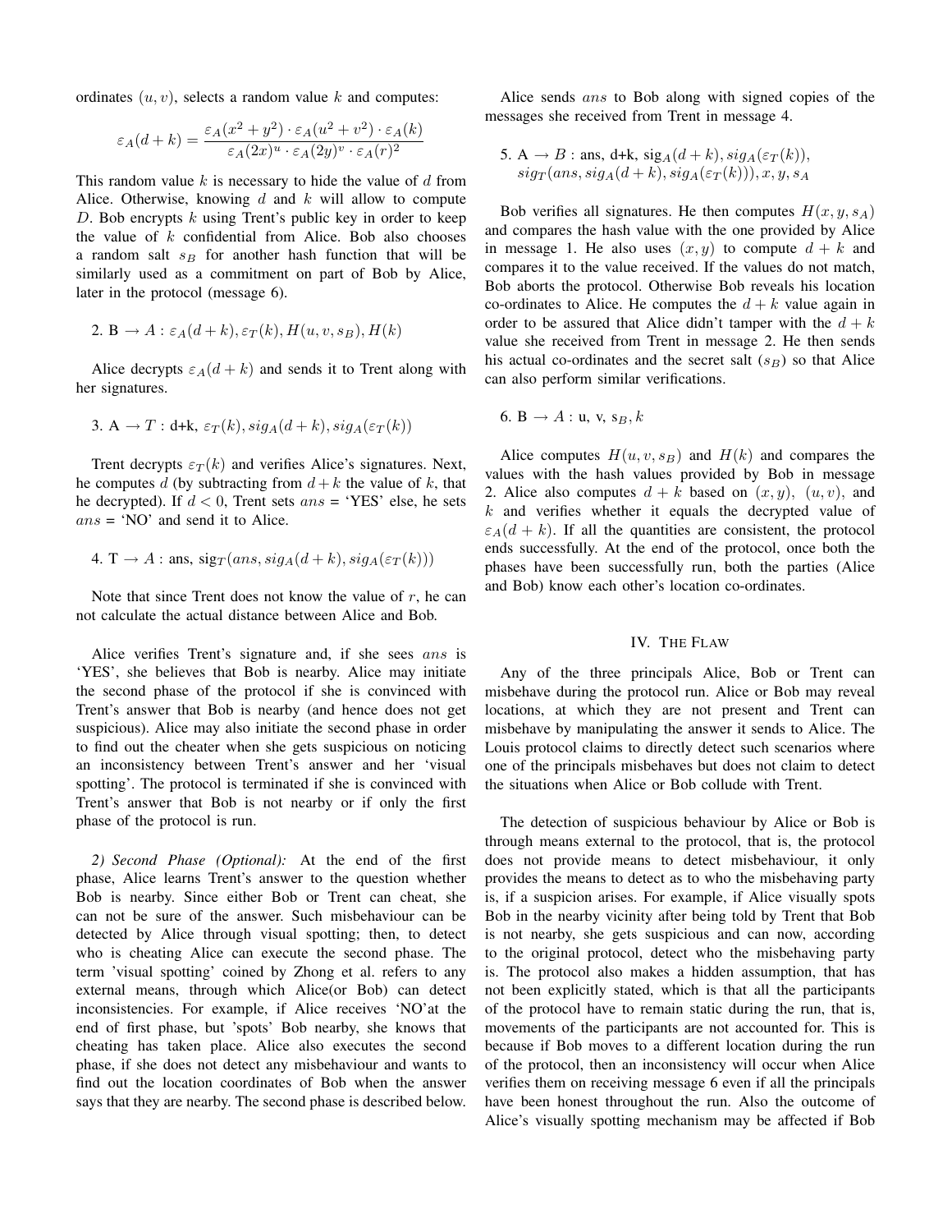ordinates $(u, v)$, selects a random value $k$ and computes:

$$\varepsilon_A(d+k) = \frac{\varepsilon_A(x^2+y^2) \cdot \varepsilon_A(u^2+v^2) \cdot \varepsilon_A(k)}{\varepsilon_A(2x)^u \cdot \varepsilon_A(2y)^v \cdot \varepsilon_A(r)^2}$$

This random value $k$ is necessary to hide the value of $d$ from Alice. Otherwise, knowing $d$ and $k$ will allow to compute $D$. Bob encrypts $k$ using Trent's public key in order to keep the value of $k$ confidential from Alice. Bob also chooses a random salt $s_B$ for another hash function that will be similarly used as a commitment on part of Bob by Alice, later in the protocol (message 6).

2. B $\rightarrow A$ : $\varepsilon_A(d+k), \varepsilon_T(k), H(u, v, s_B), H(k)$

Alice decrypts $\varepsilon_A(d+k)$ and sends it to Trent along with her signatures.

3. A $\rightarrow T$ : d+k, $\varepsilon_T(k), sig_A(d+k), sig_A(\varepsilon_T(k))$

Trent decrypts $\varepsilon_T(k)$ and verifies Alice's signatures. Next, he computes $d$ (by subtracting from $d+k$ the value of $k$, that he decrypted). If $d < 0$, Trent sets $ans$ = 'YES' else, he sets $ans$ = 'NO' and send it to Alice.

4. T $\rightarrow A$ : ans, $\text{sig}_T(ans, sig_A(d+k), sig_A(\varepsilon_T(k)))$

Note that since Trent does not know the value of $r$, he can not calculate the actual distance between Alice and Bob.

Alice verifies Trent's signature and, if she sees $ans$ is 'YES', she believes that Bob is nearby. Alice may initiate the second phase of the protocol if she is convinced with Trent's answer that Bob is nearby (and hence does not get suspicious). Alice may also initiate the second phase in order to find out the cheater when she gets suspicious on noticing an inconsistency between Trent's answer and her 'visual spotting'. The protocol is terminated if she is convinced with Trent's answer that Bob is not nearby or if only the first phase of the protocol is run.

*2) Second Phase (Optional):* At the end of the first phase, Alice learns Trent's answer to the question whether Bob is nearby. Since either Bob or Trent can cheat, she can not be sure of the answer. Such misbehaviour can be detected by Alice through visual spotting; then, to detect who is cheating Alice can execute the second phase. The term 'visual spotting' coined by Zhong et al. refers to any external means, through which Alice(or Bob) can detect inconsistencies. For example, if Alice receives 'NO'at the end of first phase, but 'spots' Bob nearby, she knows that cheating has taken place. Alice also executes the second phase, if she does not detect any misbehaviour and wants to find out the location coordinates of Bob when the answer says that they are nearby. The second phase is described below.

Alice sends $ans$ to Bob along with signed copies of the messages she received from Trent in message 4.

5. A $\rightarrow B$ : ans, d+k, $\text{sig}_A(d+k), sig_A(\varepsilon_T(k))$,
$sig_T(ans, sig_A(d+k), sig_A(\varepsilon_T(k))), x, y, s_A$

Bob verifies all signatures. He then computes $H(x, y, s_A)$ and compares the hash value with the one provided by Alice in message 1. He also uses $(x, y)$ to compute $d+k$ and compares it to the value received. If the values do not match, Bob aborts the protocol. Otherwise Bob reveals his location co-ordinates to Alice. He computes the $d+k$ value again in order to be assured that Alice didn't tamper with the $d+k$ value she received from Trent in message 2. He then sends his actual co-ordinates and the secret salt ($s_B$) so that Alice can also perform similar verifications.

6. B $\rightarrow A$ : u, v, $s_B, k$

Alice computes $H(u, v, s_B)$ and $H(k)$ and compares the values with the hash values provided by Bob in message 2. Alice also computes $d+k$ based on $(x, y)$, $(u, v)$, and $k$ and verifies whether it equals the decrypted value of $\varepsilon_A(d+k)$. If all the quantities are consistent, the protocol ends successfully. At the end of the protocol, once both the phases have been successfully run, both the parties (Alice and Bob) know each other's location co-ordinates.

## IV. The Flaw

Any of the three principals Alice, Bob or Trent can misbehave during the protocol run. Alice or Bob may reveal locations, at which they are not present and Trent can misbehave by manipulating the answer it sends to Alice. The Louis protocol claims to directly detect such scenarios where one of the principals misbehaves but does not claim to detect the situations when Alice or Bob collude with Trent.

The detection of suspicious behaviour by Alice or Bob is through means external to the protocol, that is, the protocol does not provide means to detect misbehaviour, it only provides the means to detect as to who the misbehaving party is, if a suspicion arises. For example, if Alice visually spots Bob in the nearby vicinity after being told by Trent that Bob is not nearby, she gets suspicious and can now, according to the original protocol, detect who the misbehaving party is. The protocol also makes a hidden assumption, that has not been explicitly stated, which is that all the participants of the protocol have to remain static during the run, that is, movements of the participants are not accounted for. This is because if Bob moves to a different location during the run of the protocol, then an inconsistency will occur when Alice verifies them on receiving message 6 even if all the principals have been honest throughout the run. Also the outcome of Alice's visually spotting mechanism may be affected if Bob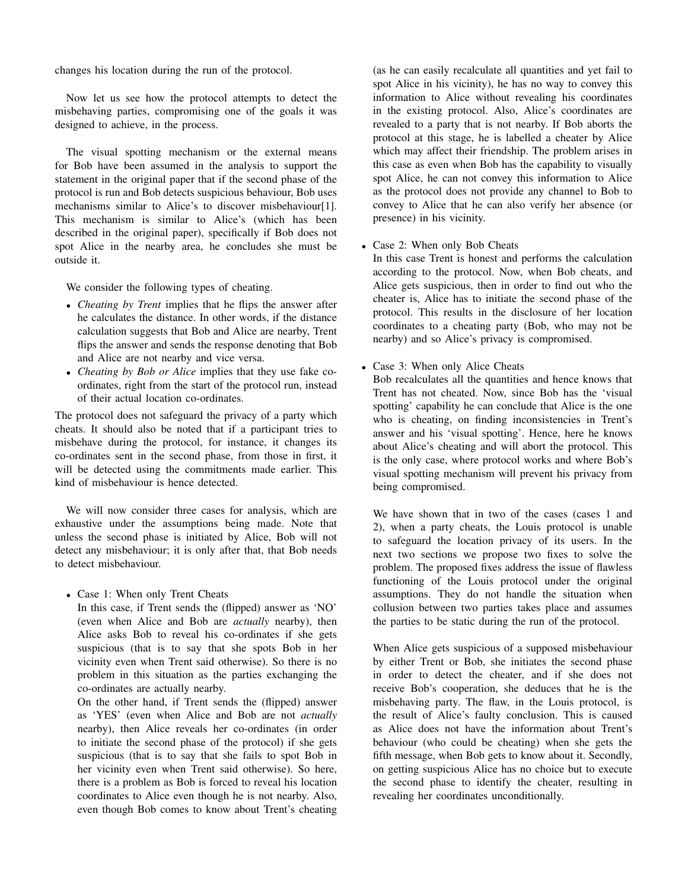changes his location during the run of the protocol.

Now let us see how the protocol attempts to detect the misbehaving parties, compromising one of the goals it was designed to achieve, in the process.

The visual spotting mechanism or the external means for Bob have been assumed in the analysis to support the statement in the original paper that if the second phase of the protocol is run and Bob detects suspicious behaviour, Bob uses mechanisms similar to Alice's to discover misbehaviour[1]. This mechanism is similar to Alice's (which has been described in the original paper), specifically if Bob does not spot Alice in the nearby area, he concludes she must be outside it.

We consider the following types of cheating.

- *Cheating by Trent* implies that he flips the answer after he calculates the distance. In other words, if the distance calculation suggests that Bob and Alice are nearby, Trent flips the answer and sends the response denoting that Bob and Alice are not nearby and vice versa.
- *Cheating by Bob or Alice* implies that they use fake co-ordinates, right from the start of the protocol run, instead of their actual location co-ordinates.

The protocol does not safeguard the privacy of a party which cheats. It should also be noted that if a participant tries to misbehave during the protocol, for instance, it changes its co-ordinates sent in the second phase, from those in first, it will be detected using the commitments made earlier. This kind of misbehaviour is hence detected.

We will now consider three cases for analysis, which are exhaustive under the assumptions being made. Note that unless the second phase is initiated by Alice, Bob will not detect any misbehaviour; it is only after that, that Bob needs to detect misbehaviour.

- Case 1: When only Trent Cheats
  In this case, if Trent sends the (flipped) answer as 'NO' (even when Alice and Bob are *actually* nearby), then Alice asks Bob to reveal his co-ordinates if she gets suspicious (that is to say that she spots Bob in her vicinity even when Trent said otherwise). So there is no problem in this situation as the parties exchanging the co-ordinates are actually nearby.
  On the other hand, if Trent sends the (flipped) answer as 'YES' (even when Alice and Bob are not *actually* nearby), then Alice reveals her co-ordinates (in order to initiate the second phase of the protocol) if she gets suspicious (that is to say that she fails to spot Bob in her vicinity even when Trent said otherwise). So here, there is a problem as Bob is forced to reveal his location coordinates to Alice even though he is not nearby. Also, even though Bob comes to know about Trent's cheating (as he can easily recalculate all quantities and yet fail to spot Alice in his vicinity), he has no way to convey this information to Alice without revealing his coordinates in the existing protocol. Also, Alice's coordinates are revealed to a party that is not nearby. If Bob aborts the protocol at this stage, he is labelled a cheater by Alice which may affect their friendship. The problem arises in this case as even when Bob has the capability to visually spot Alice, he can not convey this information to Alice as the protocol does not provide any channel to Bob to convey to Alice that he can also verify her absence (or presence) in his vicinity.

- Case 2: When only Bob Cheats
  In this case Trent is honest and performs the calculation according to the protocol. Now, when Bob cheats, and Alice gets suspicious, then in order to find out who the cheater is, Alice has to initiate the second phase of the protocol. This results in the disclosure of her location coordinates to a cheating party (Bob, who may not be nearby) and so Alice's privacy is compromised.

- Case 3: When only Alice Cheats
  Bob recalculates all the quantities and hence knows that Trent has not cheated. Now, since Bob has the 'visual spotting' capability he can conclude that Alice is the one who is cheating, on finding inconsistencies in Trent's answer and his 'visual spotting'. Hence, here he knows about Alice's cheating and will abort the protocol. This is the only case, where protocol works and where Bob's visual spotting mechanism will prevent his privacy from being compromised.

We have shown that in two of the cases (cases 1 and 2), when a party cheats, the Louis protocol is unable to safeguard the location privacy of its users. In the next two sections we propose two fixes to solve the problem. The proposed fixes address the issue of flawless functioning of the Louis protocol under the original assumptions. They do not handle the situation when collusion between two parties takes place and assumes the parties to be static during the run of the protocol.

When Alice gets suspicious of a supposed misbehaviour by either Trent or Bob, she initiates the second phase in order to detect the cheater, and if she does not receive Bob's cooperation, she deduces that he is the misbehaving party. The flaw, in the Louis protocol, is the result of Alice's faulty conclusion. This is caused as Alice does not have the information about Trent's behaviour (who could be cheating) when she gets the fifth message, when Bob gets to know about it. Secondly, on getting suspicious Alice has no choice but to execute the second phase to identify the cheater, resulting in revealing her coordinates unconditionally.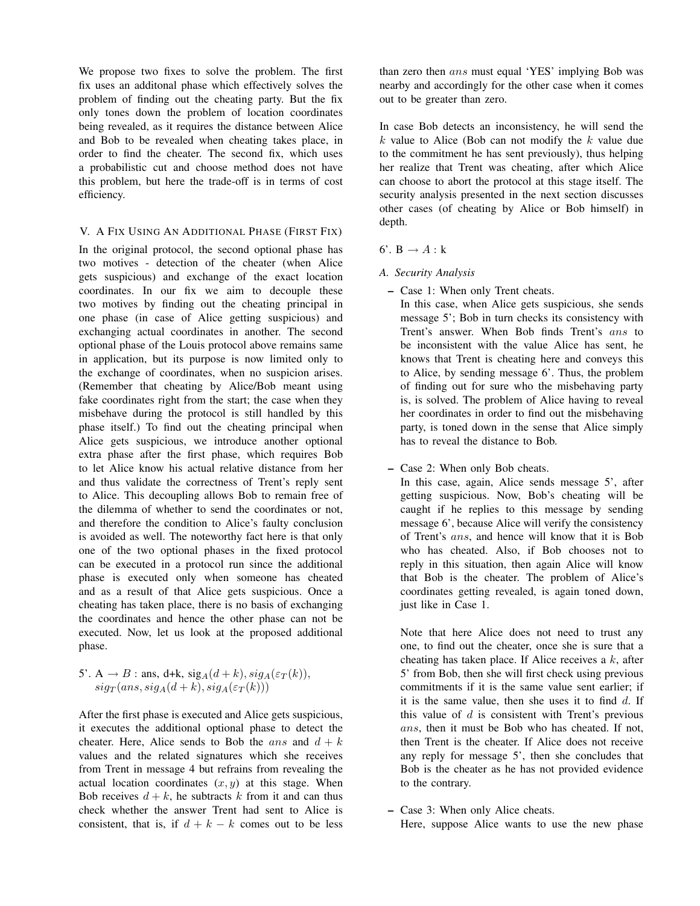We propose two fixes to solve the problem. The first fix uses an additonal phase which effectively solves the problem of finding out the cheating party. But the fix only tones down the problem of location coordinates being revealed, as it requires the distance between Alice and Bob to be revealed when cheating takes place, in order to find the cheater. The second fix, which uses a probabilistic cut and choose method does not have this problem, but here the trade-off is in terms of cost efficiency.

## V. A Fix Using An Additional Phase (First Fix)

In the original protocol, the second optional phase has two motives - detection of the cheater (when Alice gets suspicious) and exchange of the exact location coordinates. In our fix we aim to decouple these two motives by finding out the cheating principal in one phase (in case of Alice getting suspicious) and exchanging actual coordinates in another. The second optional phase of the Louis protocol above remains same in application, but its purpose is now limited only to the exchange of coordinates, when no suspicion arises. (Remember that cheating by Alice/Bob meant using fake coordinates right from the start; the case when they misbehave during the protocol is still handled by this phase itself.) To find out the cheating principal when Alice gets suspicious, we introduce another optional extra phase after the first phase, which requires Bob to let Alice know his actual relative distance from her and thus validate the correctness of Trent's reply sent to Alice. This decoupling allows Bob to remain free of the dilemma of whether to send the coordinates or not, and therefore the condition to Alice's faulty conclusion is avoided as well. The noteworthy fact here is that only one of the two optional phases in the fixed protocol can be executed in a protocol run since the additional phase is executed only when someone has cheated and as a result of that Alice gets suspicious. Once a cheating has taken place, there is no basis of exchanging the coordinates and hence the other phase can not be executed. Now, let us look at the proposed additional phase.

5'. A $\rightarrow B$ : ans, d+k, sig$_A(d+k), sig_A(\varepsilon_T(k)),$
$sig_T(ans, sig_A(d+k), sig_A(\varepsilon_T(k)))$

After the first phase is executed and Alice gets suspicious, it executes the additional optional phase to detect the cheater. Here, Alice sends to Bob the $ans$ and $d+k$ values and the related signatures which she receives from Trent in message 4 but refrains from revealing the actual location coordinates $(x, y)$ at this stage. When Bob receives $d+k$, he subtracts $k$ from it and can thus check whether the answer Trent had sent to Alice is consistent, that is, if $d+k-k$ comes out to be less than zero then $ans$ must equal 'YES' implying Bob was nearby and accordingly for the other case when it comes out to be greater than zero.

In case Bob detects an inconsistency, he will send the $k$ value to Alice (Bob can not modify the $k$ value due to the commitment he has sent previously), thus helping her realize that Trent was cheating, after which Alice can choose to abort the protocol at this stage itself. The security analysis presented in the next section discusses other cases (of cheating by Alice or Bob himself) in depth.

6'. B $\rightarrow A$ : k

### A. Security Analysis

- Case 1: When only Trent cheats.
  In this case, when Alice gets suspicious, she sends message 5'; Bob in turn checks its consistency with Trent's answer. When Bob finds Trent's $ans$ to be inconsistent with the value Alice has sent, he knows that Trent is cheating here and conveys this to Alice, by sending message 6'. Thus, the problem of finding out for sure who the misbehaving party is, is solved. The problem of Alice having to reveal her coordinates in order to find out the misbehaving party, is toned down in the sense that Alice simply has to reveal the distance to Bob.

- Case 2: When only Bob cheats.
  In this case, again, Alice sends message 5', after getting suspicious. Now, Bob's cheating will be caught if he replies to this message by sending message 6', because Alice will verify the consistency of Trent's $ans$, and hence will know that it is Bob who has cheated. Also, if Bob chooses not to reply in this situation, then again Alice will know that Bob is the cheater. The problem of Alice's coordinates getting revealed, is again toned down, just like in Case 1.

  Note that here Alice does not need to trust any one, to find out the cheater, once she is sure that a cheating has taken place. If Alice receives a $k$, after 5' from Bob, then she will first check using previous commitments if it is the same value sent earlier; if it is the same value, then she uses it to find $d$. If this value of $d$ is consistent with Trent's previous $ans$, then it must be Bob who has cheated. If not, then Trent is the cheater. If Alice does not receive any reply for message 5', then she concludes that Bob is the cheater as he has not provided evidence to the contrary.

- Case 3: When only Alice cheats.
  Here, suppose Alice wants to use the new phase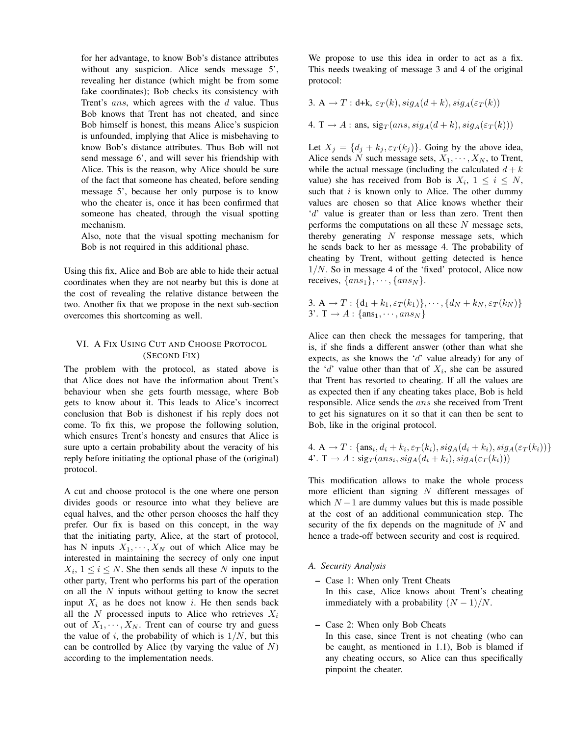for her advantage, to know Bob's distance attributes without any suspicion. Alice sends message 5', revealing her distance (which might be from some fake coordinates); Bob checks its consistency with Trent's $ans$, which agrees with the $d$ value. Thus Bob knows that Trent has not cheated, and since Bob himself is honest, this means Alice's suspicion is unfounded, implying that Alice is misbehaving to know Bob's distance attributes. Thus Bob will not send message 6', and will sever his friendship with Alice. This is the reason, why Alice should be sure of the fact that someone has cheated, before sending message 5', because her only purpose is to know who the cheater is, once it has been confirmed that someone has cheated, through the visual spotting mechanism.

Also, note that the visual spotting mechanism for Bob is not required in this additional phase.

Using this fix, Alice and Bob are able to hide their actual coordinates when they are not nearby but this is done at the cost of revealing the relative distance between the two. Another fix that we propose in the next sub-section overcomes this shortcoming as well.

## VI. A Fix Using Cut and Choose Protocol (Second Fix)

The problem with the protocol, as stated above is that Alice does not have the information about Trent's behaviour when she gets fourth message, where Bob gets to know about it. This leads to Alice's incorrect conclusion that Bob is dishonest if his reply does not come. To fix this, we propose the following solution, which ensures Trent's honesty and ensures that Alice is sure upto a certain probability about the veracity of his reply before initiating the optional phase of the (original) protocol.

A cut and choose protocol is the one where one person divides goods or resource into what they believe are equal halves, and the other person chooses the half they prefer. Our fix is based on this concept, in the way that the initiating party, Alice, at the start of protocol, has N inputs $X_1, \cdots, X_N$ out of which Alice may be interested in maintaining the secrecy of only one input $X_i$, $1 \leq i \leq N$. She then sends all these $N$ inputs to the other party, Trent who performs his part of the operation on all the $N$ inputs without getting to know the secret input $X_i$ as he does not know $i$. He then sends back all the $N$ processed inputs to Alice who retrieves $X_i$ out of $X_1, \cdots, X_N$. Trent can of course try and guess the value of $i$, the probability of which is $1/N$, but this can be controlled by Alice (by varying the value of $N$) according to the implementation needs.

We propose to use this idea in order to act as a fix. This needs tweaking of message 3 and 4 of the original protocol:

3. $A \rightarrow T$ : d+k, $\varepsilon_T(k), sig_A(d+k), sig_A(\varepsilon_T(k))$

4. $T \rightarrow A$ : ans, $sig_T(ans, sig_A(d+k), sig_A(\varepsilon_T(k)))$

Let $X_j = \{d_j + k_j, \varepsilon_T(k_j)\}$. Going by the above idea, Alice sends $N$ such message sets, $X_1, \cdots, X_N$, to Trent, while the actual message (including the calculated $d+k$ value) she has received from Bob is $X_i$, $1 \leq i \leq N$, such that $i$ is known only to Alice. The other dummy values are chosen so that Alice knows whether their '$d$' value is greater than or less than zero. Trent then performs the computations on all these $N$ message sets, thereby generating $N$ response message sets, which he sends back to her as message 4. The probability of cheating by Trent, without getting detected is hence $1/N$. So in message 4 of the 'fixed' protocol, Alice now receives, $\{ans_1\}, \cdots, \{ans_N\}$.

3. $A \rightarrow T : \{d_1 + k_1, \varepsilon_T(k_1)\}, \cdots, \{d_N + k_N, \varepsilon_T(k_N)\}$
3'. $T \rightarrow A : \{ans_1, \cdots, ans_N\}$

Alice can then check the messages for tampering, that is, if she finds a different answer (other than what she expects, as she knows the '$d$' value already) for any of the '$d$' value other than that of $X_i$, she can be assured that Trent has resorted to cheating. If all the values are as expected then if any cheating takes place, Bob is held responsible. Alice sends the $ans$ she received from Trent to get his signatures on it so that it can then be sent to Bob, like in the original protocol.

4. $A \rightarrow T : \{ans_i, d_i + k_i, \varepsilon_T(k_i), sig_A(d_i + k_i), sig_A(\varepsilon_T(k_i))\}$
4'. $T \rightarrow A : sig_T(ans_i, sig_A(d_i + k_i), sig_A(\varepsilon_T(k_i)))$

This modification allows to make the whole process more efficient than signing $N$ different messages of which $N-1$ are dummy values but this is made possible at the cost of an additional communication step. The security of the fix depends on the magnitude of $N$ and hence a trade-off between security and cost is required.

### A. Security Analysis

- Case 1: When only Trent Cheats
  In this case, Alice knows about Trent's cheating immediately with a probability $(N-1)/N$.

- Case 2: When only Bob Cheats
  In this case, since Trent is not cheating (who can be caught, as mentioned in 1.1), Bob is blamed if any cheating occurs, so Alice can thus specifically pinpoint the cheater.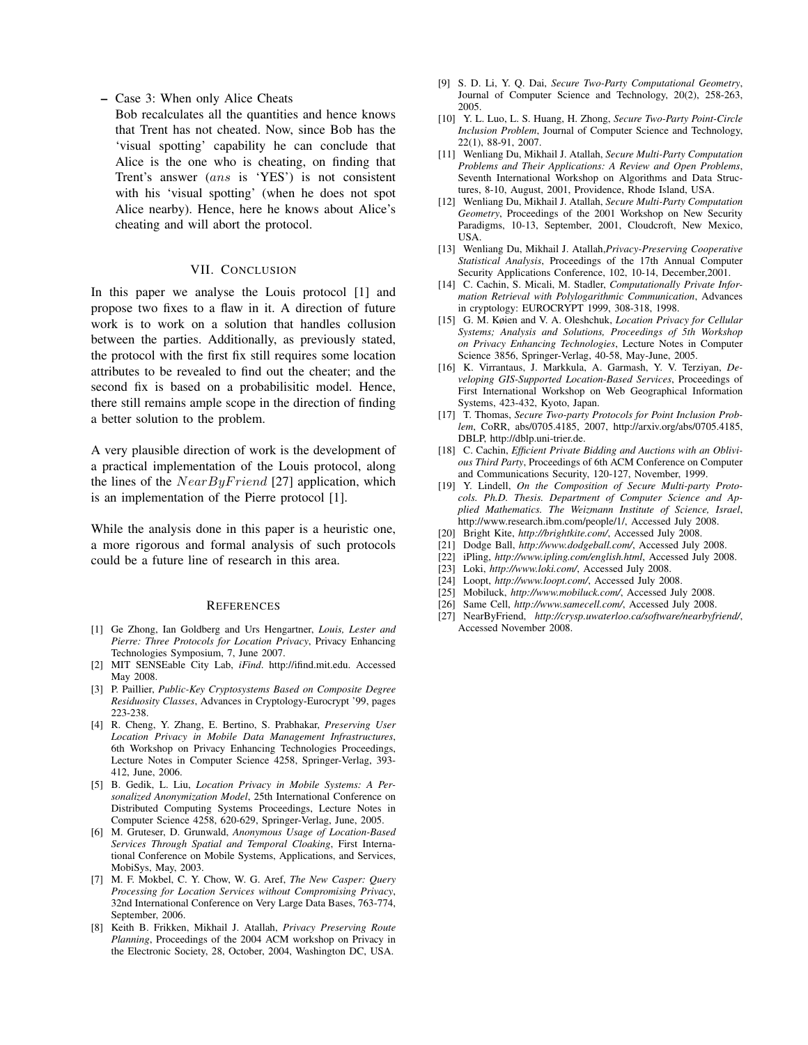– Case 3: When only Alice Cheats

  Bob recalculates all the quantities and hence knows that Trent has not cheated. Now, since Bob has the 'visual spotting' capability he can conclude that Alice is the one who is cheating, on finding that Trent's answer ($ans$ is 'YES') is not consistent with his 'visual spotting' (when he does not spot Alice nearby). Hence, here he knows about Alice's cheating and will abort the protocol.

## VII. Conclusion

In this paper we analyse the Louis protocol [1] and propose two fixes to a flaw in it. A direction of future work is to work on a solution that handles collusion between the parties. Additionally, as previously stated, the protocol with the first fix still requires some location attributes to be revealed to find out the cheater; and the second fix is based on a probabilisitic model. Hence, there still remains ample scope in the direction of finding a better solution to the problem.

A very plausible direction of work is the development of a practical implementation of the Louis protocol, along the lines of the $NearByFriend$ [27] application, which is an implementation of the Pierre protocol [1].

While the analysis done in this paper is a heuristic one, a more rigorous and formal analysis of such protocols could be a future line of research in this area.

## References

[1] Ge Zhong, Ian Goldberg and Urs Hengartner, *Louis, Lester and Pierre: Three Protocols for Location Privacy*, Privacy Enhancing Technologies Symposium, 7, June 2007.

[2] MIT SENSEable City Lab, *iFind*. http://ifind.mit.edu. Accessed May 2008.

[3] P. Paillier, *Public-Key Cryptosystems Based on Composite Degree Residuosity Classes*, Advances in Cryptology-Eurocrypt '99, pages 223-238.

[4] R. Cheng, Y. Zhang, E. Bertino, S. Prabhakar, *Preserving User Location Privacy in Mobile Data Management Infrastructures*, 6th Workshop on Privacy Enhancing Technologies Proceedings, Lecture Notes in Computer Science 4258, Springer-Verlag, 393-412, June, 2006.

[5] B. Gedik, L. Liu, *Location Privacy in Mobile Systems: A Personalized Anonymization Model*, 25th International Conference on Distributed Computing Systems Proceedings, Lecture Notes in Computer Science 4258, 620-629, Springer-Verlag, June, 2005.

[6] M. Gruteser, D. Grunwald, *Anonymous Usage of Location-Based Services Through Spatial and Temporal Cloaking*, First International Conference on Mobile Systems, Applications, and Services, MobiSys, May, 2003.

[7] M. F. Mokbel, C. Y. Chow, W. G. Aref, *The New Casper: Query Processing for Location Services without Compromising Privacy*, 32nd International Conference on Very Large Data Bases, 763-774, September, 2006.

[8] Keith B. Frikken, Mikhail J. Atallah, *Privacy Preserving Route Planning*, Proceedings of the 2004 ACM workshop on Privacy in the Electronic Society, 28, October, 2004, Washington DC, USA.

[9] S. D. Li, Y. Q. Dai, *Secure Two-Party Computational Geometry*, Journal of Computer Science and Technology, 20(2), 258-263, 2005.

[10] Y. L. Luo, L. S. Huang, H. Zhong, *Secure Two-Party Point-Circle Inclusion Problem*, Journal of Computer Science and Technology, 22(1), 88-91, 2007.

[11] Wenliang Du, Mikhail J. Atallah, *Secure Multi-Party Computation Problems and Their Applications: A Review and Open Problems*, Seventh International Workshop on Algorithms and Data Structures, 8-10, August, 2001, Providence, Rhode Island, USA.

[12] Wenliang Du, Mikhail J. Atallah, *Secure Multi-Party Computation Geometry*, Proceedings of the 2001 Workshop on New Security Paradigms, 10-13, September, 2001, Cloudcroft, New Mexico, USA.

[13] Wenliang Du, Mikhail J. Atallah,*Privacy-Preserving Cooperative Statistical Analysis*, Proceedings of the 17th Annual Computer Security Applications Conference, 102, 10-14, December,2001.

[14] C. Cachin, S. Micali, M. Stadler, *Computationally Private Information Retrieval with Polylogarithmic Communication*, Advances in cryptology: EUROCRYPT 1999, 308-318, 1998.

[15] G. M. Køien and V. A. Oleshchuk, *Location Privacy for Cellular Systems; Analysis and Solutions, Proceedings of 5th Workshop on Privacy Enhancing Technologies*, Lecture Notes in Computer Science 3856, Springer-Verlag, 40-58, May-June, 2005.

[16] K. Virrantaus, J. Markkula, A. Garmash, Y. V. Terziyan, *Developing GIS-Supported Location-Based Services*, Proceedings of First International Workshop on Web Geographical Information Systems, 423-432, Kyoto, Japan.

[17] T. Thomas, *Secure Two-party Protocols for Point Inclusion Problem*, CoRR, abs/0705.4185, 2007, http://arxiv.org/abs/0705.4185, DBLP, http://dblp.uni-trier.de.

[18] C. Cachin, *Efficient Private Bidding and Auctions with an Oblivious Third Party*, Proceedings of 6th ACM Conference on Computer and Communications Security, 120-127, November, 1999.

[19] Y. Lindell, *On the Composition of Secure Multi-party Protocols. Ph.D. Thesis. Department of Computer Science and Applied Mathematics. The Weizmann Institute of Science, Israel*, http://www.research.ibm.com/people/l/, Accessed July 2008.

[20] Bright Kite, *http://brightkite.com/*, Accessed July 2008.

[21] Dodge Ball, *http://www.dodgeball.com/*, Accessed July 2008.

[22] iPling, *http://www.ipling.com/english.html*, Accessed July 2008.

[23] Loki, *http://www.loki.com/*, Accessed July 2008.

[24] Loopt, *http://www.loopt.com/*, Accessed July 2008.

[25] Mobiluck, *http://www.mobiluck.com/*, Accessed July 2008.

[26] Same Cell, *http://www.samecell.com/*, Accessed July 2008.

[27] NearByFriend, *http://crysp.uwaterloo.ca/software/nearbyfriend/*, Accessed November 2008.